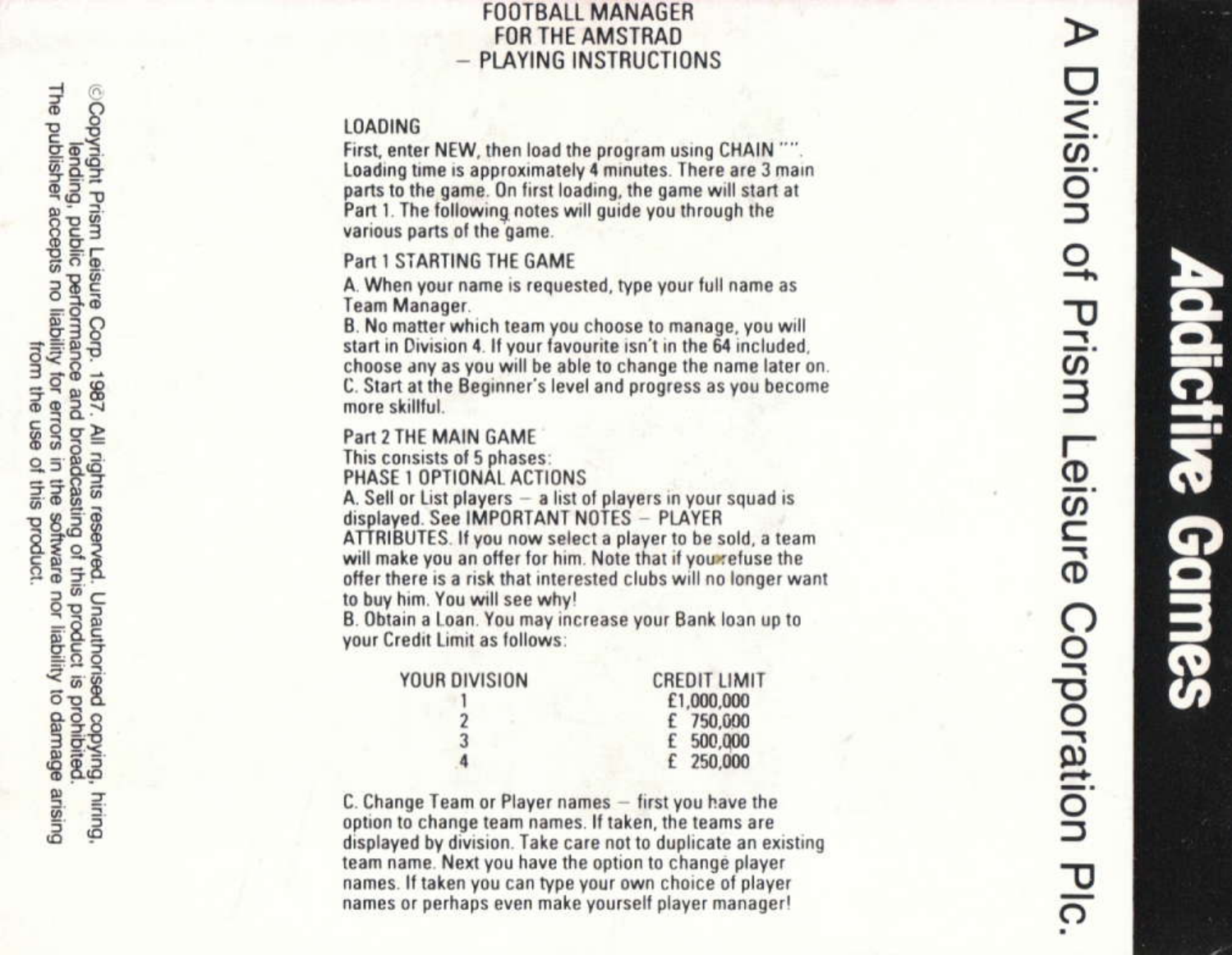# FOOTBALL MANAGER FOR THE AMSTRAD – PLAYING INSTRUCTIONS

## LOADING

First, enter NEW, then load the program using CHAIN "". Loading time is approximately 4 minutes. There are 3 main parts to the game. On first loading, the game will start at Part 1. The following notes will guide you through the various parts of the game.

### Part 1 STARTING THE GAME

A. When your name is requested, type your full name as Team Manager.
B. No matter which team you choose to manage, you will start in Division 4. If your favourite isn't in the 64 included, choose any as you will be able to change the name later on.
C. Start at the Beginner's level and progress as you become more skillful.

### Part 2 THE MAIN GAME

This consists of 5 phases:

PHASE 1 OPTIONAL ACTIONS

A. Sell or List players – a list of players in your squad is displayed. See IMPORTANT NOTES – PLAYER ATTRIBUTES. If you now select a player to be sold, a team will make you an offer for him. Note that if you refuse the offer there is a risk that interested clubs will no longer want to buy him. You will see why!
B. Obtain a Loan. You may increase your Bank loan up to your Credit Limit as follows:

| YOUR DIVISION | CREDIT LIMIT |
|---|---|
| 1 | £1,000,000 |
| 2 | £ 750,000 |
| 3 | £ 500,000 |
| 4 | £ 250,000 |

C. Change Team or Player names – first you have the option to change team names. If taken, the teams are displayed by division. Take care not to duplicate an existing team name. Next you have the option to change player names. If taken you can type your own choice of player names or perhaps even make yourself player manager!

© Copyright Prism Leisure Corp. 1987. All rights reserved. Unauthorised copying, hiring, lending, public performance and broadcasting of this product is prohibited. The publisher accepts no liability for errors in the software nor liability to damage arising from the use of this product.

A Division of Prism Leisure Corporation Plc.

Addictive Games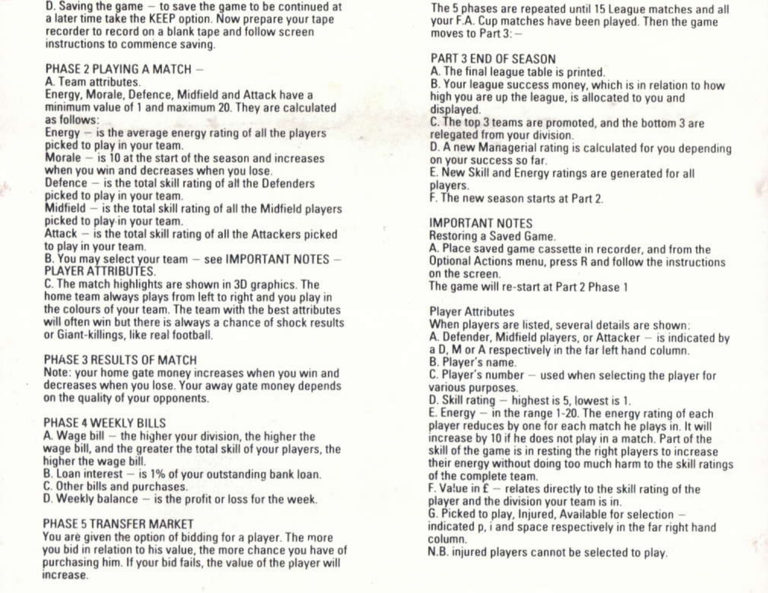D. Saving the game – to save the game to be continued at a later time take the KEEP option. Now prepare your tape recorder to record on a blank tape and follow screen instructions to commence saving.

## PHASE 2 PLAYING A MATCH –

A. Team attributes.

Energy, Morale, Defence, Midfield and Attack have a minimum value of 1 and maximum 20. They are calculated as follows:

Energy – is the average energy rating of all the players picked to play in your team.

Morale – is 10 at the start of the season and increases when you win and decreases when you lose.

Defence – is the total skill rating of all the Defenders picked to play in your team.

Midfield – is the total skill rating of all the Midfield players picked to play in your team.

Attack – is the total skill rating of all the Attackers picked to play in your team.

B. You may select your team – see IMPORTANT NOTES – PLAYER ATTRIBUTES.

C. The match highlights are shown in 3D graphics. The home team always plays from left to right and you play in the colours of your team. The team with the best attributes will often win but there is always a chance of shock results or Giant-killings, like real football.

## PHASE 3 RESULTS OF MATCH

Note: your home gate money increases when you win and decreases when you lose. Your away gate money depends on the quality of your opponents.

## PHASE 4 WEEKLY BILLS

A. Wage bill – the higher your division, the higher the wage bill, and the greater the total skill of your players, the higher the wage bill.

B. Loan interest – is 1% of your outstanding bank loan.

C. Other bills and purchases.

D. Weekly balance – is the profit or loss for the week.

## PHASE 5 TRANSFER MARKET

You are given the option of bidding for a player. The more you bid in relation to his value, the more chance you have of purchasing him. If your bid fails, the value of the player will increase.

The 5 phases are repeated until 15 League matches and all your F.A. Cup matches have been played. Then the game moves to Part 3: –

## PART 3 END OF SEASON

A. The final league table is printed.

B. Your league success money, which is in relation to how high you are up the league, is allocated to you and displayed.

C. The top 3 teams are promoted, and the bottom 3 are relegated from your division.

D. A new Managerial rating is calculated for you depending on your success so far.

E. New Skill and Energy ratings are generated for all players.

F. The new season starts at Part 2.

## IMPORTANT NOTES

Restoring a Saved Game.

A. Place saved game cassette in recorder, and from the Optional Actions menu, press R and follow the instructions on the screen.

The game will re-start at Part 2 Phase 1

### Player Attributes

When players are listed, several details are shown:

A. Defender, Midfield players, or Attacker – is indicated by a D, M or A respectively in the far left hand column.

B. Player's name.

C. Player's number – used when selecting the player for various purposes.

D. Skill rating – highest is 5, lowest is 1.

E. Energy – in the range 1-20. The energy rating of each player reduces by one for each match he plays in. It will increase by 10 if he does not play in a match. Part of the skill of the game is in resting the right players to increase their energy without doing too much harm to the skill ratings of the complete team.

F. Value in £ – relates directly to the skill rating of the player and the division your team is in.

G. Picked to play, Injured, Available for selection – indicated p, i and space respectively in the far right hand column.

N.B. injured players cannot be selected to play.